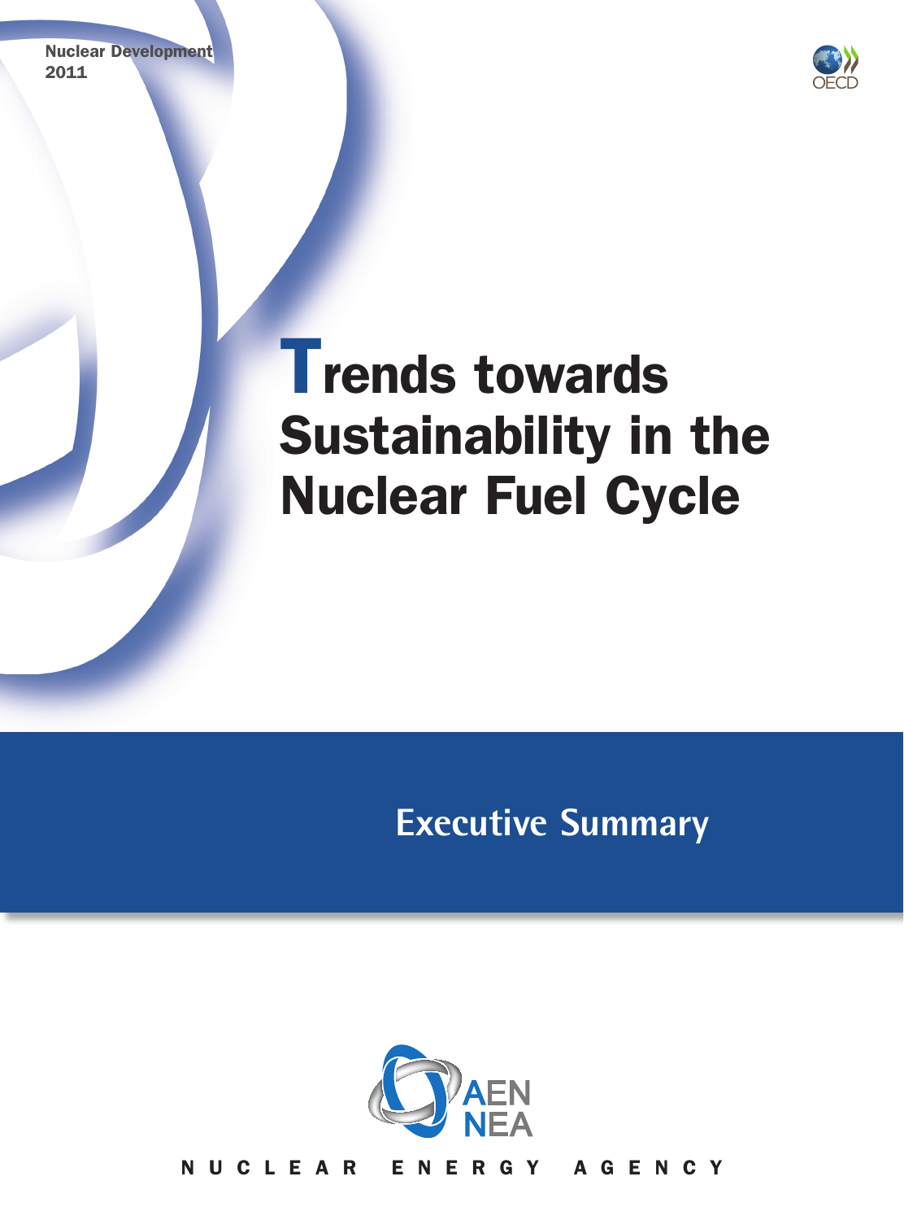Nuclear Development
2011

OECD

# Trends towards Sustainability in the Nuclear Fuel Cycle

## Executive Summary

AEN
NEA

NUCLEAR ENERGY AGENCY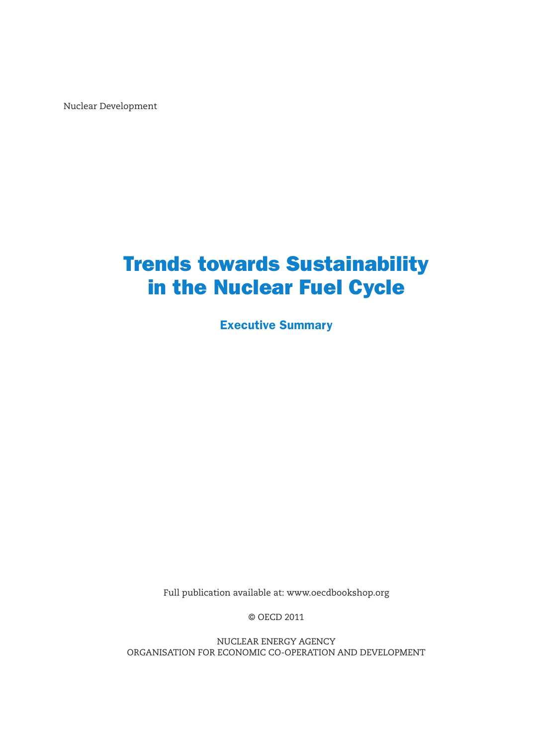Nuclear Development

# Trends towards Sustainability in the Nuclear Fuel Cycle

## Executive Summary

Full publication available at: www.oecdbookshop.org

© OECD 2011

NUCLEAR ENERGY AGENCY
ORGANISATION FOR ECONOMIC CO-OPERATION AND DEVELOPMENT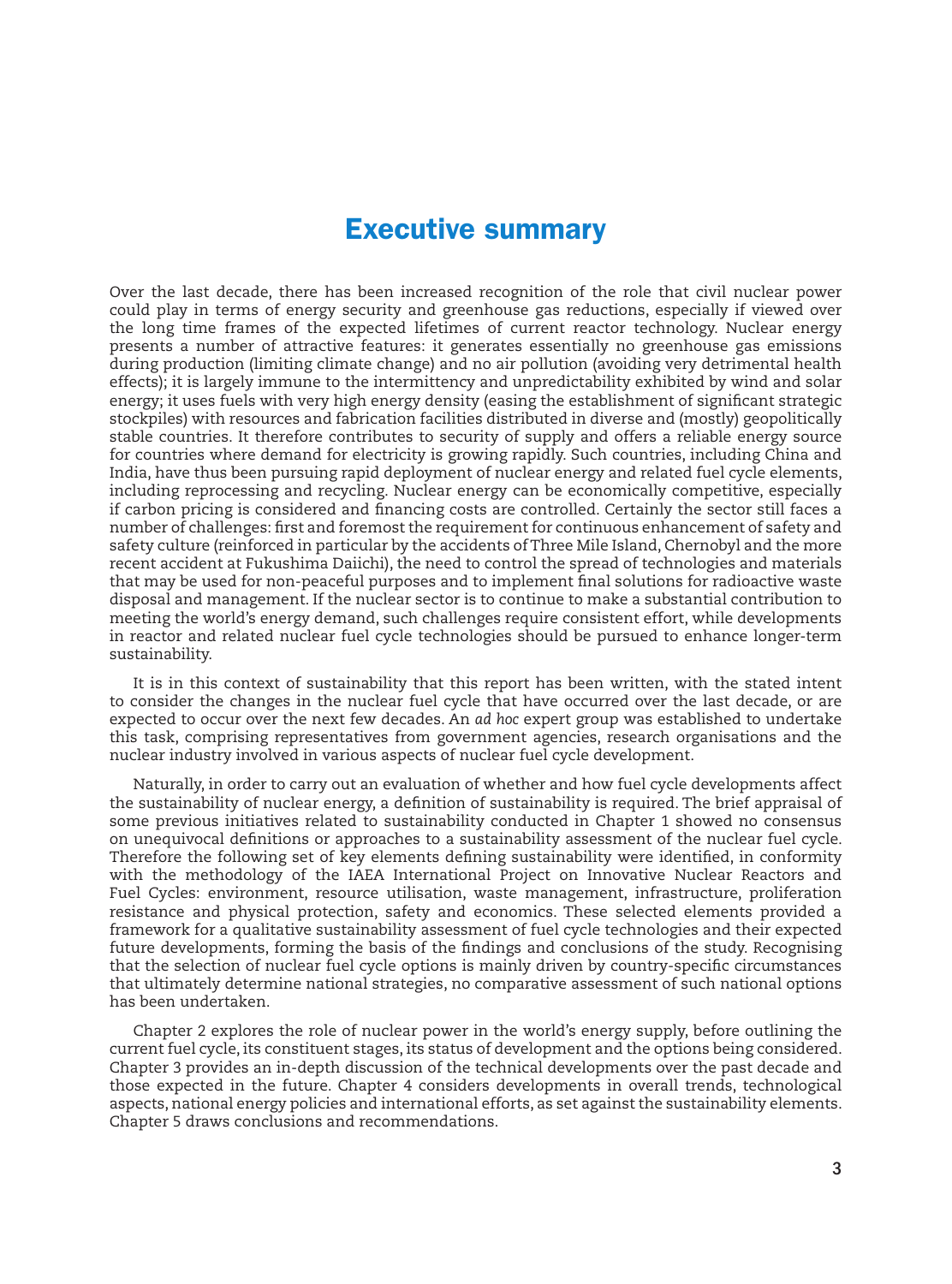# Executive summary

Over the last decade, there has been increased recognition of the role that civil nuclear power could play in terms of energy security and greenhouse gas reductions, especially if viewed over the long time frames of the expected lifetimes of current reactor technology. Nuclear energy presents a number of attractive features: it generates essentially no greenhouse gas emissions during production (limiting climate change) and no air pollution (avoiding very detrimental health effects); it is largely immune to the intermittency and unpredictability exhibited by wind and solar energy; it uses fuels with very high energy density (easing the establishment of significant strategic stockpiles) with resources and fabrication facilities distributed in diverse and (mostly) geopolitically stable countries. It therefore contributes to security of supply and offers a reliable energy source for countries where demand for electricity is growing rapidly. Such countries, including China and India, have thus been pursuing rapid deployment of nuclear energy and related fuel cycle elements, including reprocessing and recycling. Nuclear energy can be economically competitive, especially if carbon pricing is considered and financing costs are controlled. Certainly the sector still faces a number of challenges: first and foremost the requirement for continuous enhancement of safety and safety culture (reinforced in particular by the accidents of Three Mile Island, Chernobyl and the more recent accident at Fukushima Daiichi), the need to control the spread of technologies and materials that may be used for non-peaceful purposes and to implement final solutions for radioactive waste disposal and management. If the nuclear sector is to continue to make a substantial contribution to meeting the world's energy demand, such challenges require consistent effort, while developments in reactor and related nuclear fuel cycle technologies should be pursued to enhance longer-term sustainability.

It is in this context of sustainability that this report has been written, with the stated intent to consider the changes in the nuclear fuel cycle that have occurred over the last decade, or are expected to occur over the next few decades. An *ad hoc* expert group was established to undertake this task, comprising representatives from government agencies, research organisations and the nuclear industry involved in various aspects of nuclear fuel cycle development.

Naturally, in order to carry out an evaluation of whether and how fuel cycle developments affect the sustainability of nuclear energy, a definition of sustainability is required. The brief appraisal of some previous initiatives related to sustainability conducted in Chapter 1 showed no consensus on unequivocal definitions or approaches to a sustainability assessment of the nuclear fuel cycle. Therefore the following set of key elements defining sustainability were identified, in conformity with the methodology of the IAEA International Project on Innovative Nuclear Reactors and Fuel Cycles: environment, resource utilisation, waste management, infrastructure, proliferation resistance and physical protection, safety and economics. These selected elements provided a framework for a qualitative sustainability assessment of fuel cycle technologies and their expected future developments, forming the basis of the findings and conclusions of the study. Recognising that the selection of nuclear fuel cycle options is mainly driven by country-specific circumstances that ultimately determine national strategies, no comparative assessment of such national options has been undertaken.

Chapter 2 explores the role of nuclear power in the world's energy supply, before outlining the current fuel cycle, its constituent stages, its status of development and the options being considered. Chapter 3 provides an in-depth discussion of the technical developments over the past decade and those expected in the future. Chapter 4 considers developments in overall trends, technological aspects, national energy policies and international efforts, as set against the sustainability elements. Chapter 5 draws conclusions and recommendations.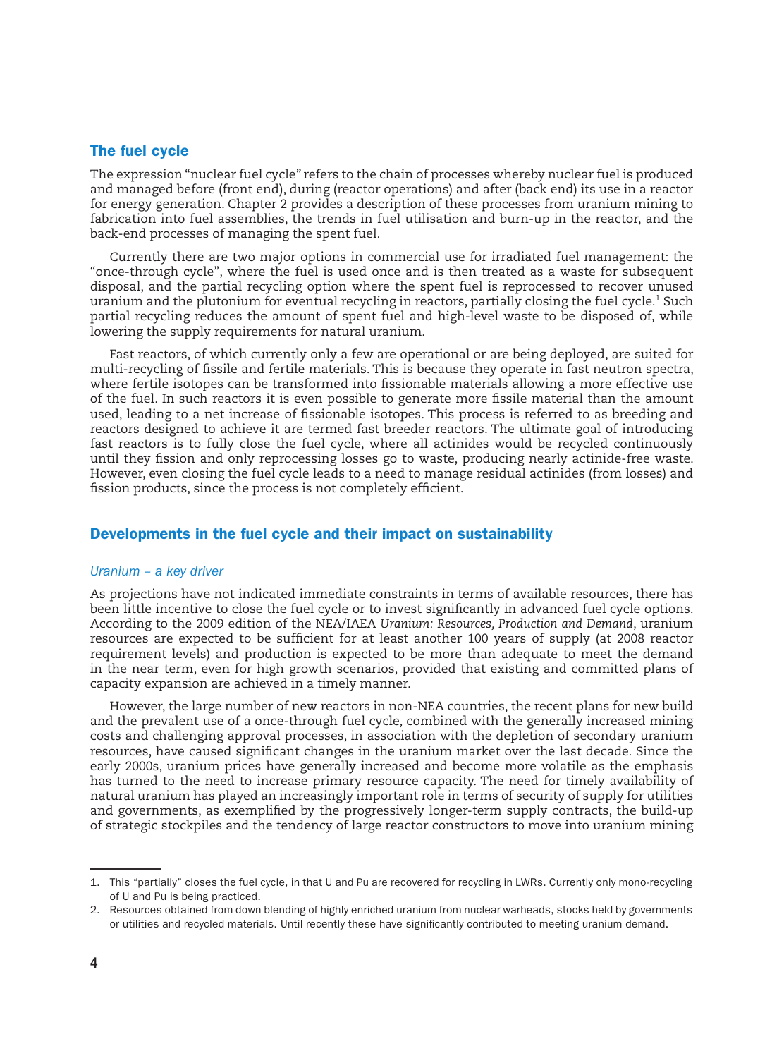## The fuel cycle

The expression "nuclear fuel cycle" refers to the chain of processes whereby nuclear fuel is produced and managed before (front end), during (reactor operations) and after (back end) its use in a reactor for energy generation. Chapter 2 provides a description of these processes from uranium mining to fabrication into fuel assemblies, the trends in fuel utilisation and burn-up in the reactor, and the back-end processes of managing the spent fuel.

Currently there are two major options in commercial use for irradiated fuel management: the "once-through cycle", where the fuel is used once and is then treated as a waste for subsequent disposal, and the partial recycling option where the spent fuel is reprocessed to recover unused uranium and the plutonium for eventual recycling in reactors, partially closing the fuel cycle.[1] Such partial recycling reduces the amount of spent fuel and high-level waste to be disposed of, while lowering the supply requirements for natural uranium.

Fast reactors, of which currently only a few are operational or are being deployed, are suited for multi-recycling of fissile and fertile materials. This is because they operate in fast neutron spectra, where fertile isotopes can be transformed into fissionable materials allowing a more effective use of the fuel. In such reactors it is even possible to generate more fissile material than the amount used, leading to a net increase of fissionable isotopes. This process is referred to as breeding and reactors designed to achieve it are termed fast breeder reactors. The ultimate goal of introducing fast reactors is to fully close the fuel cycle, where all actinides would be recycled continuously until they fission and only reprocessing losses go to waste, producing nearly actinide-free waste. However, even closing the fuel cycle leads to a need to manage residual actinides (from losses) and fission products, since the process is not completely efficient.

## Developments in the fuel cycle and their impact on sustainability

### *Uranium – a key driver*

As projections have not indicated immediate constraints in terms of available resources, there has been little incentive to close the fuel cycle or to invest significantly in advanced fuel cycle options. According to the 2009 edition of the NEA/IAEA *Uranium: Resources, Production and Demand*, uranium resources are expected to be sufficient for at least another 100 years of supply (at 2008 reactor requirement levels) and production is expected to be more than adequate to meet the demand in the near term, even for high growth scenarios, provided that existing and committed plans of capacity expansion are achieved in a timely manner.

However, the large number of new reactors in non-NEA countries, the recent plans for new build and the prevalent use of a once-through fuel cycle, combined with the generally increased mining costs and challenging approval processes, in association with the depletion of secondary uranium resources, have caused significant changes in the uranium market over the last decade. Since the early 2000s, uranium prices have generally increased and become more volatile as the emphasis has turned to the need to increase primary resource capacity. The need for timely availability of natural uranium has played an increasingly important role in terms of security of supply for utilities and governments, as exemplified by the progressively longer-term supply contracts, the build-up of strategic stockpiles and the tendency of large reactor constructors to move into uranium mining

---

1. This "partially" closes the fuel cycle, in that U and Pu are recovered for recycling in LWRs. Currently only mono-recycling of U and Pu is being practiced.
2. Resources obtained from down blending of highly enriched uranium from nuclear warheads, stocks held by governments or utilities and recycled materials. Until recently these have significantly contributed to meeting uranium demand.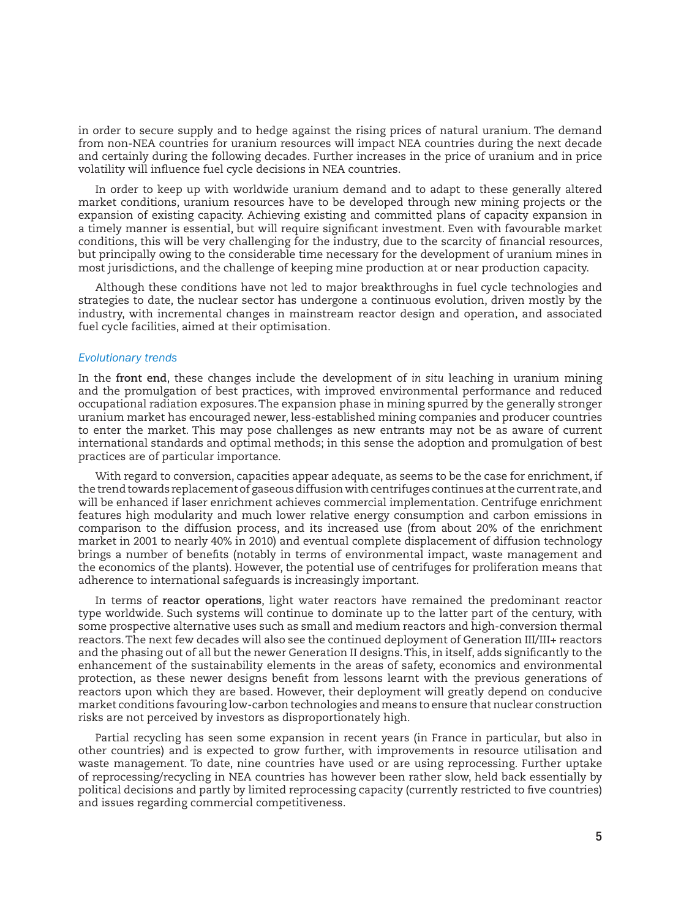in order to secure supply and to hedge against the rising prices of natural uranium. The demand from non-NEA countries for uranium resources will impact NEA countries during the next decade and certainly during the following decades. Further increases in the price of uranium and in price volatility will influence fuel cycle decisions in NEA countries.

In order to keep up with worldwide uranium demand and to adapt to these generally altered market conditions, uranium resources have to be developed through new mining projects or the expansion of existing capacity. Achieving existing and committed plans of capacity expansion in a timely manner is essential, but will require significant investment. Even with favourable market conditions, this will be very challenging for the industry, due to the scarcity of financial resources, but principally owing to the considerable time necessary for the development of uranium mines in most jurisdictions, and the challenge of keeping mine production at or near production capacity.

Although these conditions have not led to major breakthroughs in fuel cycle technologies and strategies to date, the nuclear sector has undergone a continuous evolution, driven mostly by the industry, with incremental changes in mainstream reactor design and operation, and associated fuel cycle facilities, aimed at their optimisation.

### *Evolutionary trends*

In the **front end**, these changes include the development of *in situ* leaching in uranium mining and the promulgation of best practices, with improved environmental performance and reduced occupational radiation exposures. The expansion phase in mining spurred by the generally stronger uranium market has encouraged newer, less-established mining companies and producer countries to enter the market. This may pose challenges as new entrants may not be as aware of current international standards and optimal methods; in this sense the adoption and promulgation of best practices are of particular importance.

With regard to conversion, capacities appear adequate, as seems to be the case for enrichment, if the trend towards replacement of gaseous diffusion with centrifuges continues at the current rate, and will be enhanced if laser enrichment achieves commercial implementation. Centrifuge enrichment features high modularity and much lower relative energy consumption and carbon emissions in comparison to the diffusion process, and its increased use (from about 20% of the enrichment market in 2001 to nearly 40% in 2010) and eventual complete displacement of diffusion technology brings a number of benefits (notably in terms of environmental impact, waste management and the economics of the plants). However, the potential use of centrifuges for proliferation means that adherence to international safeguards is increasingly important.

In terms of **reactor operations**, light water reactors have remained the predominant reactor type worldwide. Such systems will continue to dominate up to the latter part of the century, with some prospective alternative uses such as small and medium reactors and high-conversion thermal reactors. The next few decades will also see the continued deployment of Generation III/III+ reactors and the phasing out of all but the newer Generation II designs. This, in itself, adds significantly to the enhancement of the sustainability elements in the areas of safety, economics and environmental protection, as these newer designs benefit from lessons learnt with the previous generations of reactors upon which they are based. However, their deployment will greatly depend on conducive market conditions favouring low-carbon technologies and means to ensure that nuclear construction risks are not perceived by investors as disproportionately high.

Partial recycling has seen some expansion in recent years (in France in particular, but also in other countries) and is expected to grow further, with improvements in resource utilisation and waste management. To date, nine countries have used or are using reprocessing. Further uptake of reprocessing/recycling in NEA countries has however been rather slow, held back essentially by political decisions and partly by limited reprocessing capacity (currently restricted to five countries) and issues regarding commercial competitiveness.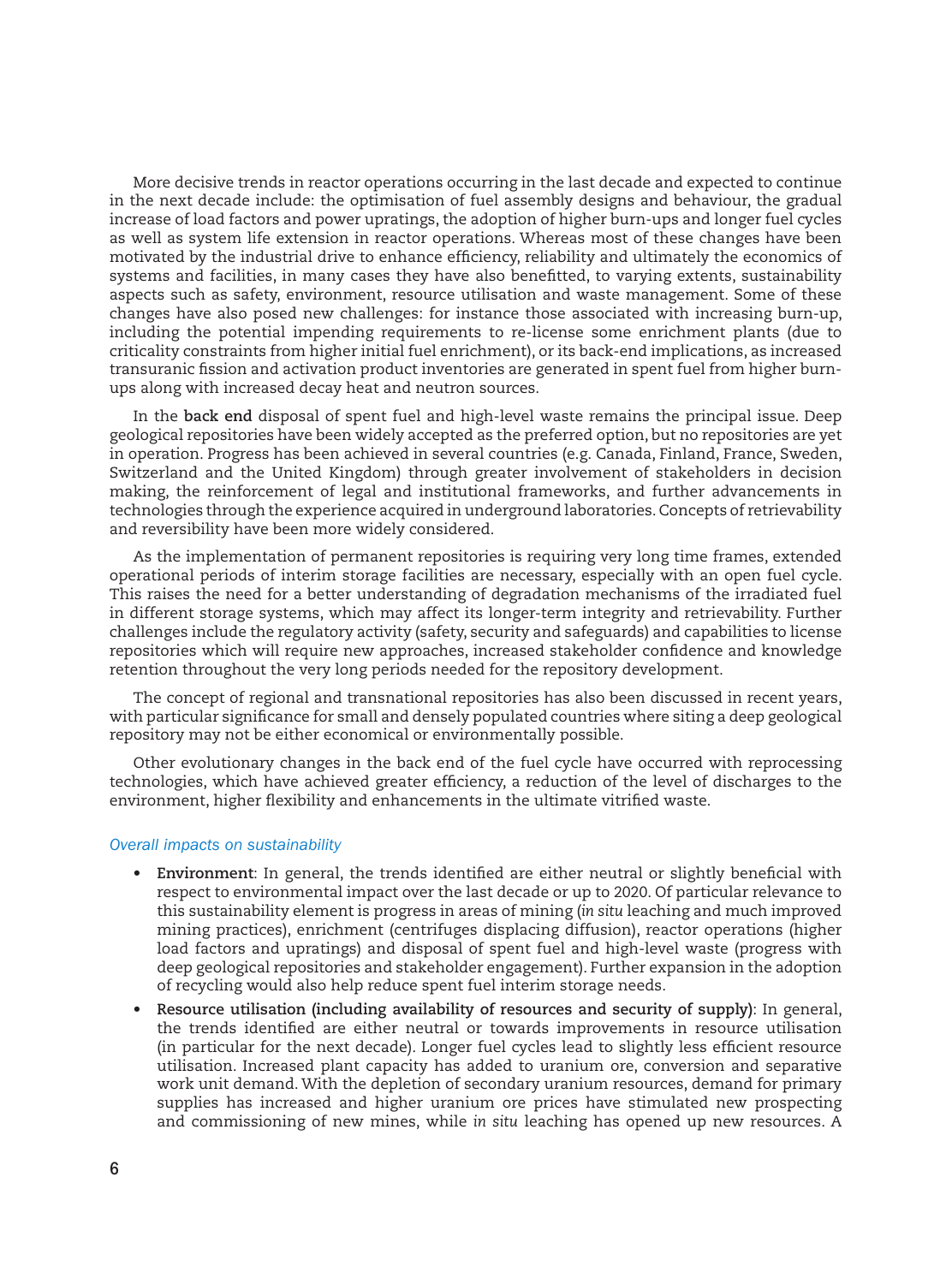More decisive trends in reactor operations occurring in the last decade and expected to continue in the next decade include: the optimisation of fuel assembly designs and behaviour, the gradual increase of load factors and power upratings, the adoption of higher burn-ups and longer fuel cycles as well as system life extension in reactor operations. Whereas most of these changes have been motivated by the industrial drive to enhance efficiency, reliability and ultimately the economics of systems and facilities, in many cases they have also benefitted, to varying extents, sustainability aspects such as safety, environment, resource utilisation and waste management. Some of these changes have also posed new challenges: for instance those associated with increasing burn-up, including the potential impending requirements to re-license some enrichment plants (due to criticality constraints from higher initial fuel enrichment), or its back-end implications, as increased transuranic fission and activation product inventories are generated in spent fuel from higher burn-ups along with increased decay heat and neutron sources.

In the **back end** disposal of spent fuel and high-level waste remains the principal issue. Deep geological repositories have been widely accepted as the preferred option, but no repositories are yet in operation. Progress has been achieved in several countries (e.g. Canada, Finland, France, Sweden, Switzerland and the United Kingdom) through greater involvement of stakeholders in decision making, the reinforcement of legal and institutional frameworks, and further advancements in technologies through the experience acquired in underground laboratories. Concepts of retrievability and reversibility have been more widely considered.

As the implementation of permanent repositories is requiring very long time frames, extended operational periods of interim storage facilities are necessary, especially with an open fuel cycle. This raises the need for a better understanding of degradation mechanisms of the irradiated fuel in different storage systems, which may affect its longer-term integrity and retrievability. Further challenges include the regulatory activity (safety, security and safeguards) and capabilities to license repositories which will require new approaches, increased stakeholder confidence and knowledge retention throughout the very long periods needed for the repository development.

The concept of regional and transnational repositories has also been discussed in recent years, with particular significance for small and densely populated countries where siting a deep geological repository may not be either economical or environmentally possible.

Other evolutionary changes in the back end of the fuel cycle have occurred with reprocessing technologies, which have achieved greater efficiency, a reduction of the level of discharges to the environment, higher flexibility and enhancements in the ultimate vitrified waste.

*Overall impacts on sustainability*

- **Environment**: In general, the trends identified are either neutral or slightly beneficial with respect to environmental impact over the last decade or up to 2020. Of particular relevance to this sustainability element is progress in areas of mining (*in situ* leaching and much improved mining practices), enrichment (centrifuges displacing diffusion), reactor operations (higher load factors and upratings) and disposal of spent fuel and high-level waste (progress with deep geological repositories and stakeholder engagement). Further expansion in the adoption of recycling would also help reduce spent fuel interim storage needs.
- **Resource utilisation (including availability of resources and security of supply)**: In general, the trends identified are either neutral or towards improvements in resource utilisation (in particular for the next decade). Longer fuel cycles lead to slightly less efficient resource utilisation. Increased plant capacity has added to uranium ore, conversion and separative work unit demand. With the depletion of secondary uranium resources, demand for primary supplies has increased and higher uranium ore prices have stimulated new prospecting and commissioning of new mines, while *in situ* leaching has opened up new resources. A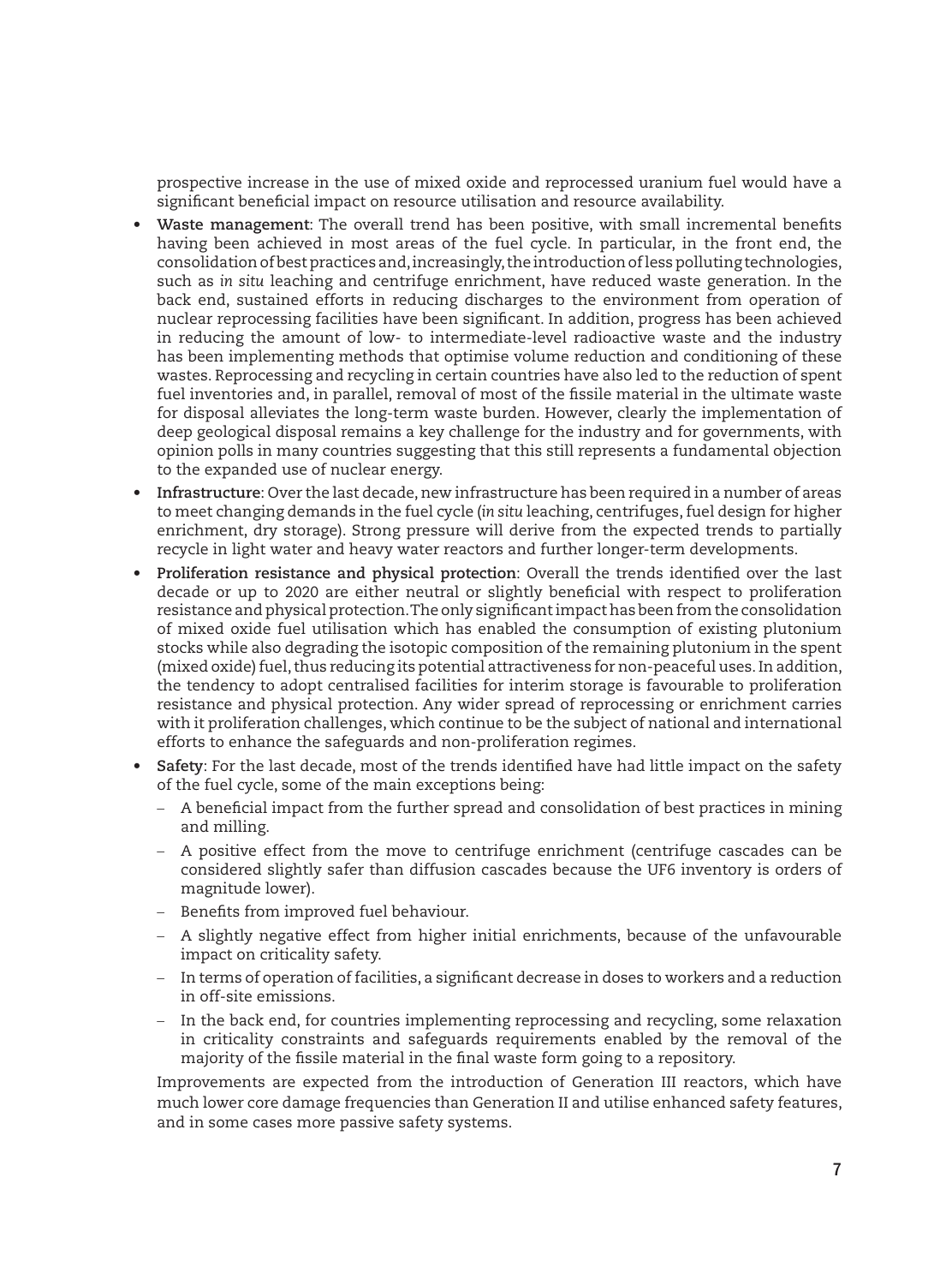prospective increase in the use of mixed oxide and reprocessed uranium fuel would have a significant beneficial impact on resource utilisation and resource availability.

- **Waste management**: The overall trend has been positive, with small incremental benefits having been achieved in most areas of the fuel cycle. In particular, in the front end, the consolidation of best practices and, increasingly, the introduction of less polluting technologies, such as *in situ* leaching and centrifuge enrichment, have reduced waste generation. In the back end, sustained efforts in reducing discharges to the environment from operation of nuclear reprocessing facilities have been significant. In addition, progress has been achieved in reducing the amount of low- to intermediate-level radioactive waste and the industry has been implementing methods that optimise volume reduction and conditioning of these wastes. Reprocessing and recycling in certain countries have also led to the reduction of spent fuel inventories and, in parallel, removal of most of the fissile material in the ultimate waste for disposal alleviates the long-term waste burden. However, clearly the implementation of deep geological disposal remains a key challenge for the industry and for governments, with opinion polls in many countries suggesting that this still represents a fundamental objection to the expanded use of nuclear energy.
- **Infrastructure**: Over the last decade, new infrastructure has been required in a number of areas to meet changing demands in the fuel cycle (*in situ* leaching, centrifuges, fuel design for higher enrichment, dry storage). Strong pressure will derive from the expected trends to partially recycle in light water and heavy water reactors and further longer-term developments.
- **Proliferation resistance and physical protection**: Overall the trends identified over the last decade or up to 2020 are either neutral or slightly beneficial with respect to proliferation resistance and physical protection. The only significant impact has been from the consolidation of mixed oxide fuel utilisation which has enabled the consumption of existing plutonium stocks while also degrading the isotopic composition of the remaining plutonium in the spent (mixed oxide) fuel, thus reducing its potential attractiveness for non-peaceful uses. In addition, the tendency to adopt centralised facilities for interim storage is favourable to proliferation resistance and physical protection. Any wider spread of reprocessing or enrichment carries with it proliferation challenges, which continue to be the subject of national and international efforts to enhance the safeguards and non-proliferation regimes.
- **Safety**: For the last decade, most of the trends identified have had little impact on the safety of the fuel cycle, some of the main exceptions being:
  - A beneficial impact from the further spread and consolidation of best practices in mining and milling.
  - A positive effect from the move to centrifuge enrichment (centrifuge cascades can be considered slightly safer than diffusion cascades because the $UF_6$ inventory is orders of magnitude lower).
  - Benefits from improved fuel behaviour.
  - A slightly negative effect from higher initial enrichments, because of the unfavourable impact on criticality safety.
  - In terms of operation of facilities, a significant decrease in doses to workers and a reduction in off-site emissions.
  - In the back end, for countries implementing reprocessing and recycling, some relaxation in criticality constraints and safeguards requirements enabled by the removal of the majority of the fissile material in the final waste form going to a repository.

  Improvements are expected from the introduction of Generation III reactors, which have much lower core damage frequencies than Generation II and utilise enhanced safety features, and in some cases more passive safety systems.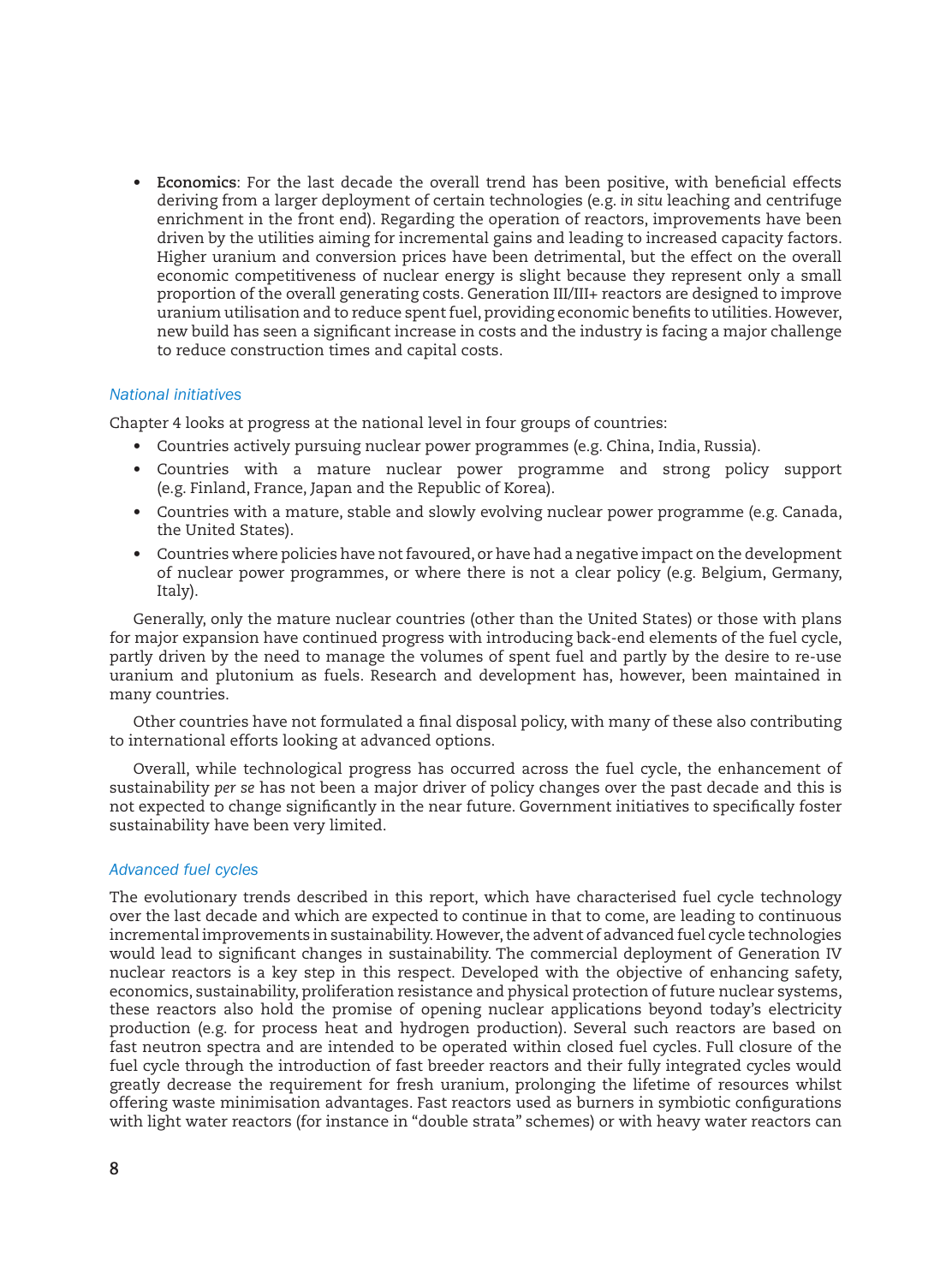- **Economics**: For the last decade the overall trend has been positive, with beneficial effects deriving from a larger deployment of certain technologies (e.g. *in situ* leaching and centrifuge enrichment in the front end). Regarding the operation of reactors, improvements have been driven by the utilities aiming for incremental gains and leading to increased capacity factors. Higher uranium and conversion prices have been detrimental, but the effect on the overall economic competitiveness of nuclear energy is slight because they represent only a small proportion of the overall generating costs. Generation III/III+ reactors are designed to improve uranium utilisation and to reduce spent fuel, providing economic benefits to utilities. However, new build has seen a significant increase in costs and the industry is facing a major challenge to reduce construction times and capital costs.

### *National initiatives*

Chapter 4 looks at progress at the national level in four groups of countries:

- Countries actively pursuing nuclear power programmes (e.g. China, India, Russia).
- Countries with a mature nuclear power programme and strong policy support (e.g. Finland, France, Japan and the Republic of Korea).
- Countries with a mature, stable and slowly evolving nuclear power programme (e.g. Canada, the United States).
- Countries where policies have not favoured, or have had a negative impact on the development of nuclear power programmes, or where there is not a clear policy (e.g. Belgium, Germany, Italy).

Generally, only the mature nuclear countries (other than the United States) or those with plans for major expansion have continued progress with introducing back-end elements of the fuel cycle, partly driven by the need to manage the volumes of spent fuel and partly by the desire to re-use uranium and plutonium as fuels. Research and development has, however, been maintained in many countries.

Other countries have not formulated a final disposal policy, with many of these also contributing to international efforts looking at advanced options.

Overall, while technological progress has occurred across the fuel cycle, the enhancement of sustainability *per se* has not been a major driver of policy changes over the past decade and this is not expected to change significantly in the near future. Government initiatives to specifically foster sustainability have been very limited.

### *Advanced fuel cycles*

The evolutionary trends described in this report, which have characterised fuel cycle technology over the last decade and which are expected to continue in that to come, are leading to continuous incremental improvements in sustainability. However, the advent of advanced fuel cycle technologies would lead to significant changes in sustainability. The commercial deployment of Generation IV nuclear reactors is a key step in this respect. Developed with the objective of enhancing safety, economics, sustainability, proliferation resistance and physical protection of future nuclear systems, these reactors also hold the promise of opening nuclear applications beyond today's electricity production (e.g. for process heat and hydrogen production). Several such reactors are based on fast neutron spectra and are intended to be operated within closed fuel cycles. Full closure of the fuel cycle through the introduction of fast breeder reactors and their fully integrated cycles would greatly decrease the requirement for fresh uranium, prolonging the lifetime of resources whilst offering waste minimisation advantages. Fast reactors used as burners in symbiotic configurations with light water reactors (for instance in "double strata" schemes) or with heavy water reactors can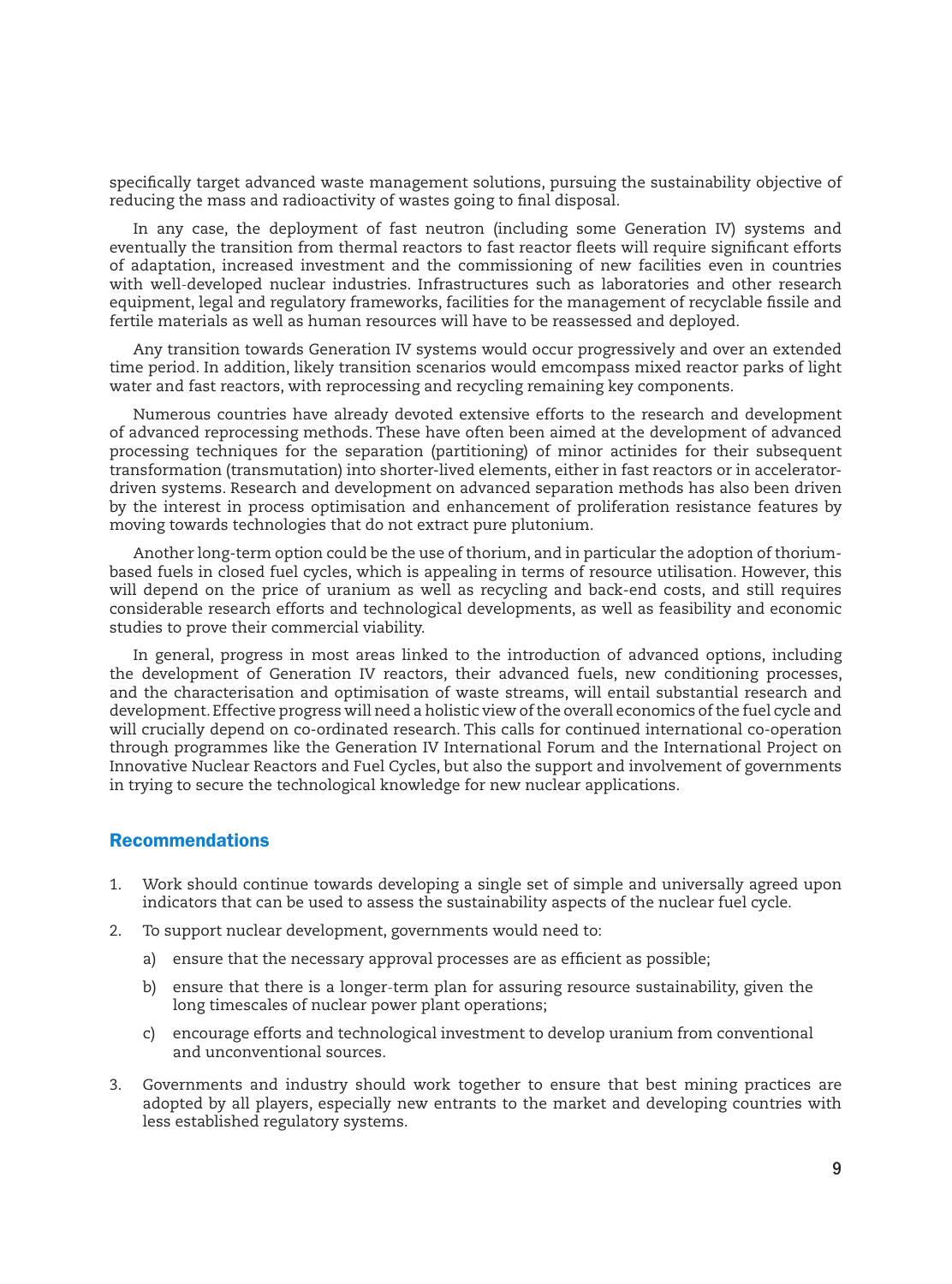specifically target advanced waste management solutions, pursuing the sustainability objective of reducing the mass and radioactivity of wastes going to final disposal.

In any case, the deployment of fast neutron (including some Generation IV) systems and eventually the transition from thermal reactors to fast reactor fleets will require significant efforts of adaptation, increased investment and the commissioning of new facilities even in countries with well-developed nuclear industries. Infrastructures such as laboratories and other research equipment, legal and regulatory frameworks, facilities for the management of recyclable fissile and fertile materials as well as human resources will have to be reassessed and deployed.

Any transition towards Generation IV systems would occur progressively and over an extended time period. In addition, likely transition scenarios would emcompass mixed reactor parks of light water and fast reactors, with reprocessing and recycling remaining key components.

Numerous countries have already devoted extensive efforts to the research and development of advanced reprocessing methods. These have often been aimed at the development of advanced processing techniques for the separation (partitioning) of minor actinides for their subsequent transformation (transmutation) into shorter-lived elements, either in fast reactors or in accelerator-driven systems. Research and development on advanced separation methods has also been driven by the interest in process optimisation and enhancement of proliferation resistance features by moving towards technologies that do not extract pure plutonium.

Another long-term option could be the use of thorium, and in particular the adoption of thorium-based fuels in closed fuel cycles, which is appealing in terms of resource utilisation. However, this will depend on the price of uranium as well as recycling and back-end costs, and still requires considerable research efforts and technological developments, as well as feasibility and economic studies to prove their commercial viability.

In general, progress in most areas linked to the introduction of advanced options, including the development of Generation IV reactors, their advanced fuels, new conditioning processes, and the characterisation and optimisation of waste streams, will entail substantial research and development. Effective progress will need a holistic view of the overall economics of the fuel cycle and will crucially depend on co-ordinated research. This calls for continued international co-operation through programmes like the Generation IV International Forum and the International Project on Innovative Nuclear Reactors and Fuel Cycles, but also the support and involvement of governments in trying to secure the technological knowledge for new nuclear applications.

## Recommendations

1. Work should continue towards developing a single set of simple and universally agreed upon indicators that can be used to assess the sustainability aspects of the nuclear fuel cycle.
2. To support nuclear development, governments would need to:
   a) ensure that the necessary approval processes are as efficient as possible;
   b) ensure that there is a longer-term plan for assuring resource sustainability, given the long timescales of nuclear power plant operations;
   c) encourage efforts and technological investment to develop uranium from conventional and unconventional sources.
3. Governments and industry should work together to ensure that best mining practices are adopted by all players, especially new entrants to the market and developing countries with less established regulatory systems.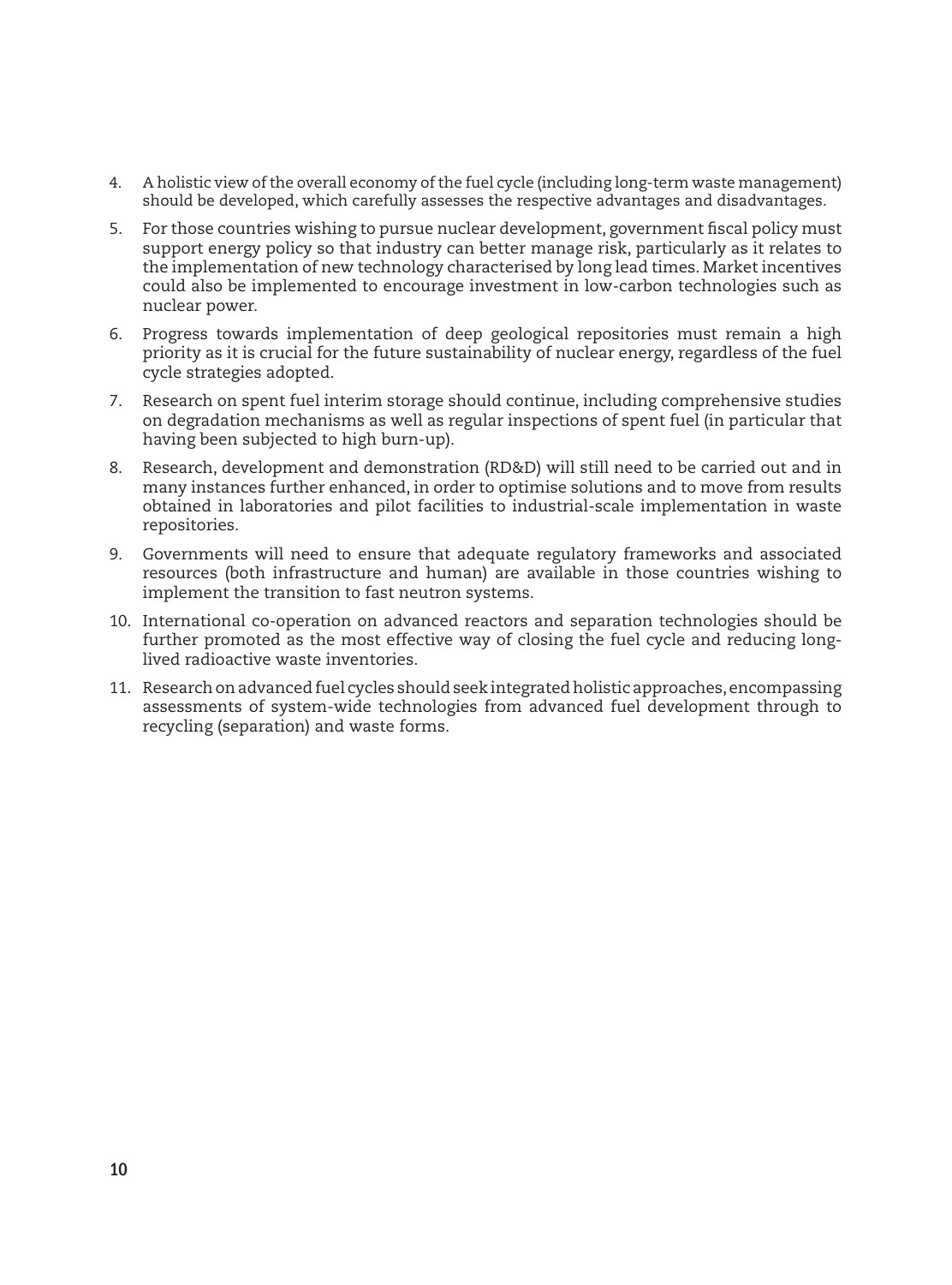4. A holistic view of the overall economy of the fuel cycle (including long-term waste management) should be developed, which carefully assesses the respective advantages and disadvantages.
5. For those countries wishing to pursue nuclear development, government fiscal policy must support energy policy so that industry can better manage risk, particularly as it relates to the implementation of new technology characterised by long lead times. Market incentives could also be implemented to encourage investment in low-carbon technologies such as nuclear power.
6. Progress towards implementation of deep geological repositories must remain a high priority as it is crucial for the future sustainability of nuclear energy, regardless of the fuel cycle strategies adopted.
7. Research on spent fuel interim storage should continue, including comprehensive studies on degradation mechanisms as well as regular inspections of spent fuel (in particular that having been subjected to high burn-up).
8. Research, development and demonstration (RD&D) will still need to be carried out and in many instances further enhanced, in order to optimise solutions and to move from results obtained in laboratories and pilot facilities to industrial-scale implementation in waste repositories.
9. Governments will need to ensure that adequate regulatory frameworks and associated resources (both infrastructure and human) are available in those countries wishing to implement the transition to fast neutron systems.
10. International co-operation on advanced reactors and separation technologies should be further promoted as the most effective way of closing the fuel cycle and reducing long-lived radioactive waste inventories.
11. Research on advanced fuel cycles should seek integrated holistic approaches, encompassing assessments of system-wide technologies from advanced fuel development through to recycling (separation) and waste forms.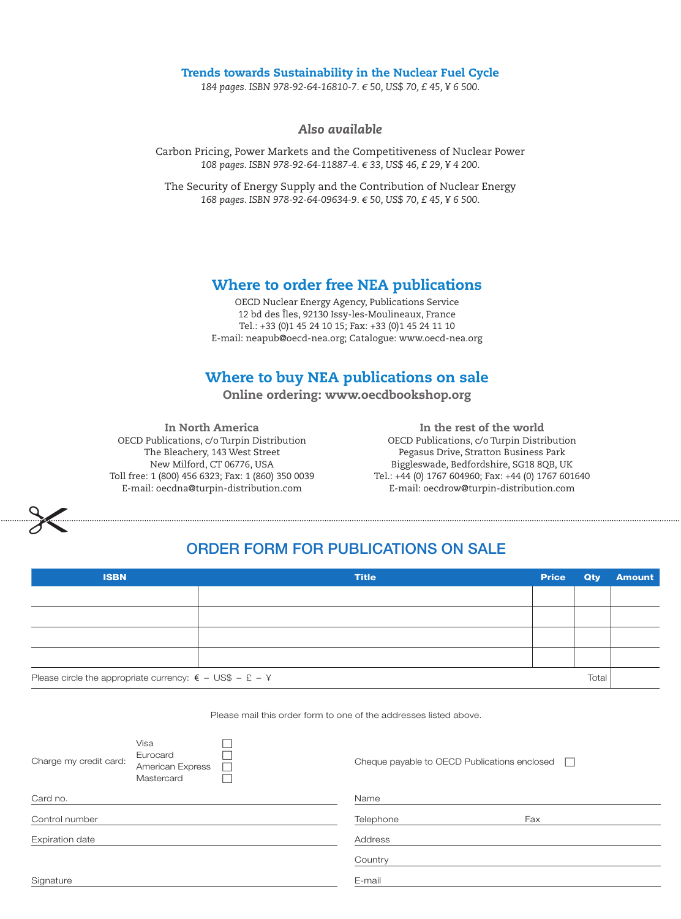## Trends towards Sustainability in the Nuclear Fuel Cycle

*184 pages. ISBN 978-92-64-16810-7. € 50, US$ 70, £ 45, ¥ 6 500.*

### *Also available*

Carbon Pricing, Power Markets and the Competitiveness of Nuclear Power
*108 pages. ISBN 978-92-64-11887-4. € 33, US$ 46, £ 29, ¥ 4 200.*

The Security of Energy Supply and the Contribution of Nuclear Energy
*168 pages. ISBN 978-92-64-09634-9. € 50, US$ 70, £ 45, ¥ 6 500.*

## Where to order free NEA publications

OECD Nuclear Energy Agency, Publications Service
12 bd des Îles, 92130 Issy-les-Moulineaux, France
Tel.: +33 (0)1 45 24 10 15; Fax: +33 (0)1 45 24 11 10
E-mail: neapub@oecd-nea.org; Catalogue: www.oecd-nea.org

## Where to buy NEA publications on sale

**Online ordering: www.oecdbookshop.org**

**In North America**
OECD Publications, c/o Turpin Distribution
The Bleachery, 143 West Street
New Milford, CT 06776, USA
Toll free: 1 (800) 456 6323; Fax: 1 (860) 350 0039
E-mail: oecdna@turpin-distribution.com

**In the rest of the world**
OECD Publications, c/o Turpin Distribution
Pegasus Drive, Stratton Business Park
Biggleswade, Bedfordshire, SG18 8QB, UK
Tel.: +44 (0) 1767 604960; Fax: +44 (0) 1767 601640
E-mail: oecdrow@turpin-distribution.com

## ORDER FORM FOR PUBLICATIONS ON SALE

| ISBN | Title | Price | Qty | Amount |
|---|---|---|---|---|
| | | | | |
| | | | | |
| | | | | |
| | | | | |
| Please circle the appropriate currency: € – US$ – £ – ¥ | | | Total | |

Please mail this order form to one of the addresses listed above.

Charge my credit card:
- Visa ☐
- Eurocard ☐
- American Express ☐
- Mastercard ☐

Cheque payable to OECD Publications enclosed ☐

Card no.

Control number

Expiration date

Signature

Name

Telephone                Fax

Address

Country

E-mail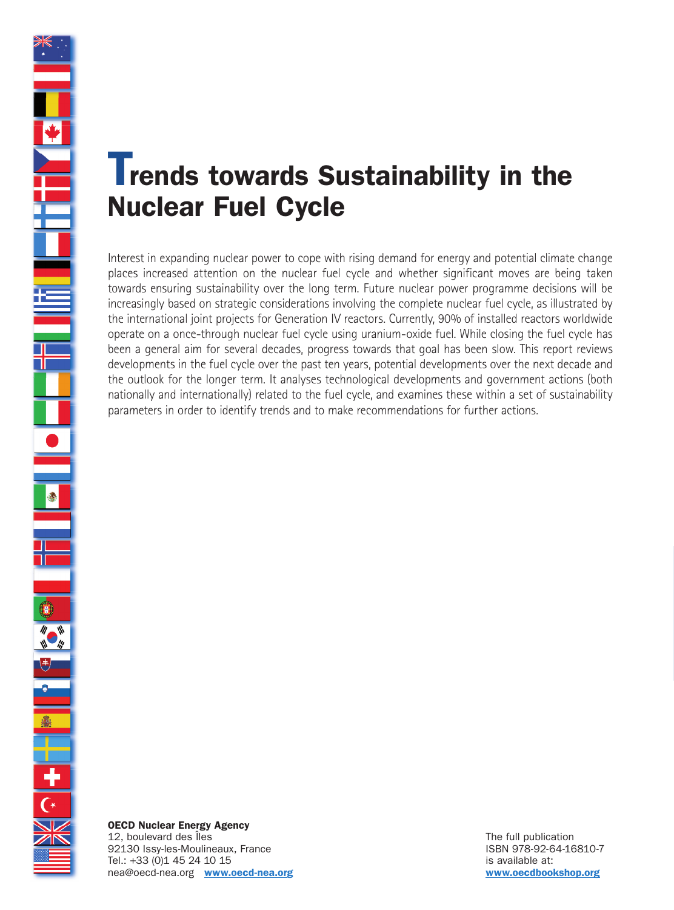# Trends towards Sustainability in the Nuclear Fuel Cycle

Interest in expanding nuclear power to cope with rising demand for energy and potential climate change places increased attention on the nuclear fuel cycle and whether significant moves are being taken towards ensuring sustainability over the long term. Future nuclear power programme decisions will be increasingly based on strategic considerations involving the complete nuclear fuel cycle, as illustrated by the international joint projects for Generation IV reactors. Currently, 90% of installed reactors worldwide operate on a once-through nuclear fuel cycle using uranium-oxide fuel. While closing the fuel cycle has been a general aim for several decades, progress towards that goal has been slow. This report reviews developments in the fuel cycle over the past ten years, potential developments over the next decade and the outlook for the longer term. It analyses technological developments and government actions (both nationally and internationally) related to the fuel cycle, and examines these within a set of sustainability parameters in order to identify trends and to make recommendations for further actions.

**OECD Nuclear Energy Agency**
12, boulevard des Îles
92130 Issy-les-Moulineaux, France
Tel.: +33 (0)1 45 24 10 15
nea@oecd-nea.org **www.oecd-nea.org**

The full publication
ISBN 978-92-64-16810-7
is available at:
**www.oecdbookshop.org**